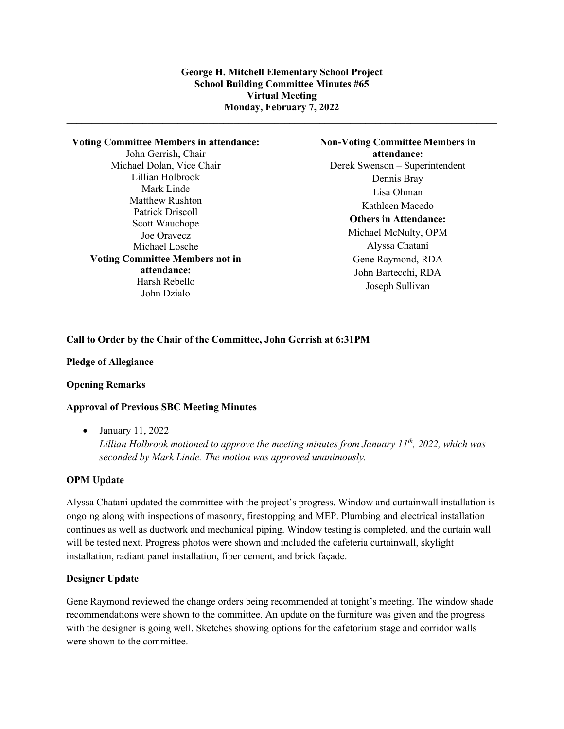**George H. Mitchell Elementary School Project**
**School Building Committee Minutes #65**
**Virtual Meeting**
**Monday, February 7, 2022**

---

**Voting Committee Members in attendance:**
John Gerrish, Chair
Michael Dolan, Vice Chair
Lillian Holbrook
Mark Linde
Matthew Rushton
Patrick Driscoll
Scott Wauchope
Joe Oravecz
Michael Losche

**Voting Committee Members not in attendance:**
Harsh Rebello
John Dzialo

**Non-Voting Committee Members in attendance:**
Derek Swenson – Superintendent
Dennis Bray
Lisa Ohman
Kathleen Macedo

**Others in Attendance:**
Michael McNulty, OPM
Alyssa Chatani
Gene Raymond, RDA
John Bartecchi, RDA
Joseph Sullivan

**Call to Order by the Chair of the Committee, John Gerrish at 6:31PM**

**Pledge of Allegiance**

**Opening Remarks**

**Approval of Previous SBC Meeting Minutes**

- January 11, 2022
  *Lillian Holbrook motioned to approve the meeting minutes from January 11th, 2022, which was seconded by Mark Linde. The motion was approved unanimously.*

**OPM Update**

Alyssa Chatani updated the committee with the project's progress. Window and curtainwall installation is ongoing along with inspections of masonry, firestopping and MEP. Plumbing and electrical installation continues as well as ductwork and mechanical piping. Window testing is completed, and the curtain wall will be tested next. Progress photos were shown and included the cafeteria curtainwall, skylight installation, radiant panel installation, fiber cement, and brick façade.

**Designer Update**

Gene Raymond reviewed the change orders being recommended at tonight's meeting. The window shade recommendations were shown to the committee. An update on the furniture was given and the progress with the designer is going well. Sketches showing options for the cafetorium stage and corridor walls were shown to the committee.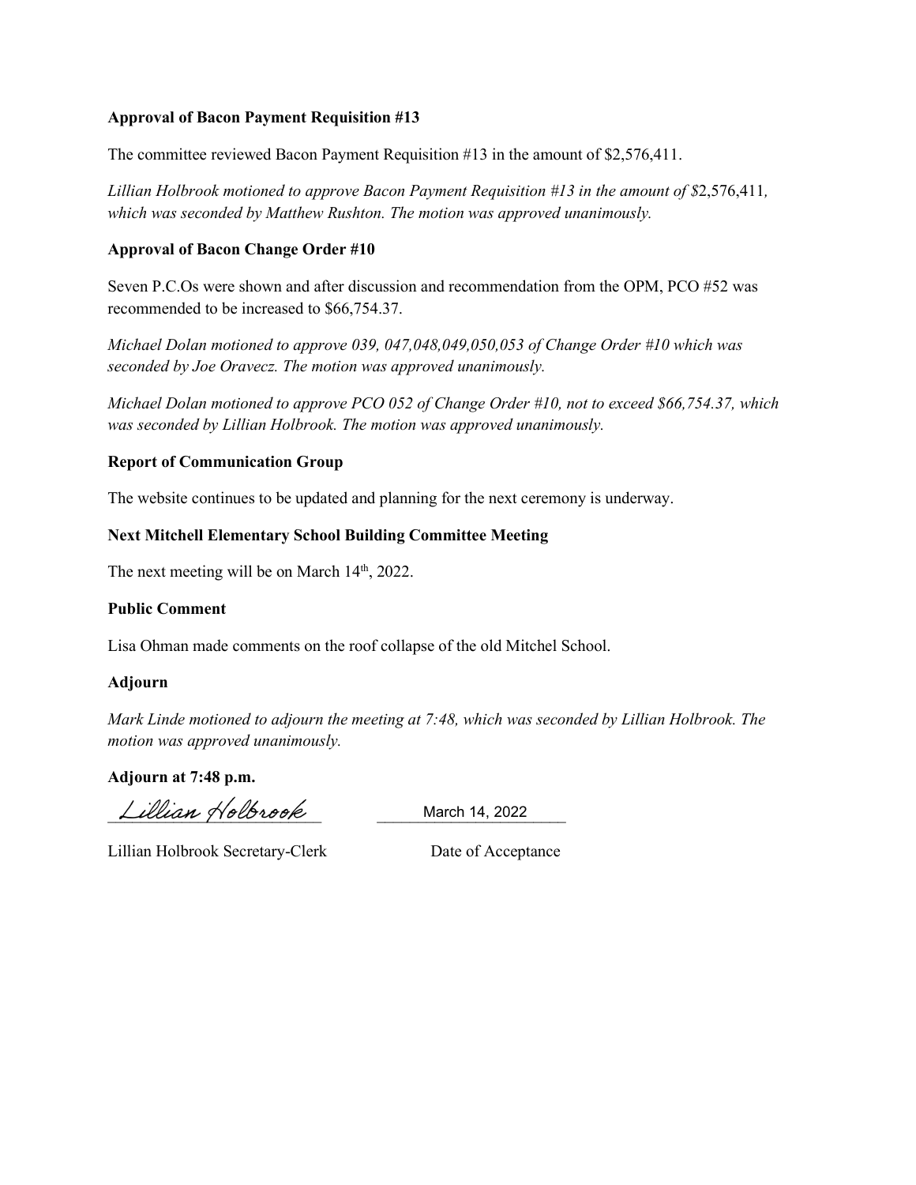**Approval of Bacon Payment Requisition #13**

The committee reviewed Bacon Payment Requisition #13 in the amount of $2,576,411.

*Lillian Holbrook motioned to approve Bacon Payment Requisition #13 in the amount of $2,576,411, which was seconded by Matthew Rushton. The motion was approved unanimously.*

**Approval of Bacon Change Order #10**

Seven P.C.Os were shown and after discussion and recommendation from the OPM, PCO #52 was recommended to be increased to $66,754.37.

*Michael Dolan motioned to approve 039, 047,048,049,050,053 of Change Order #10 which was seconded by Joe Oravecz. The motion was approved unanimously.*

*Michael Dolan motioned to approve PCO 052 of Change Order #10, not to exceed $66,754.37, which was seconded by Lillian Holbrook. The motion was approved unanimously.*

**Report of Communication Group**

The website continues to be updated and planning for the next ceremony is underway.

**Next Mitchell Elementary School Building Committee Meeting**

The next meeting will be on March 14th, 2022.

**Public Comment**

Lisa Ohman made comments on the roof collapse of the old Mitchel School.

**Adjourn**

*Mark Linde motioned to adjourn the meeting at 7:48, which was seconded by Lillian Holbrook. The motion was approved unanimously.*

**Adjourn at 7:48 p.m.**

Lillian Holbrook — March 14, 2022

Lillian Holbrook Secretary-Clerk — Date of Acceptance